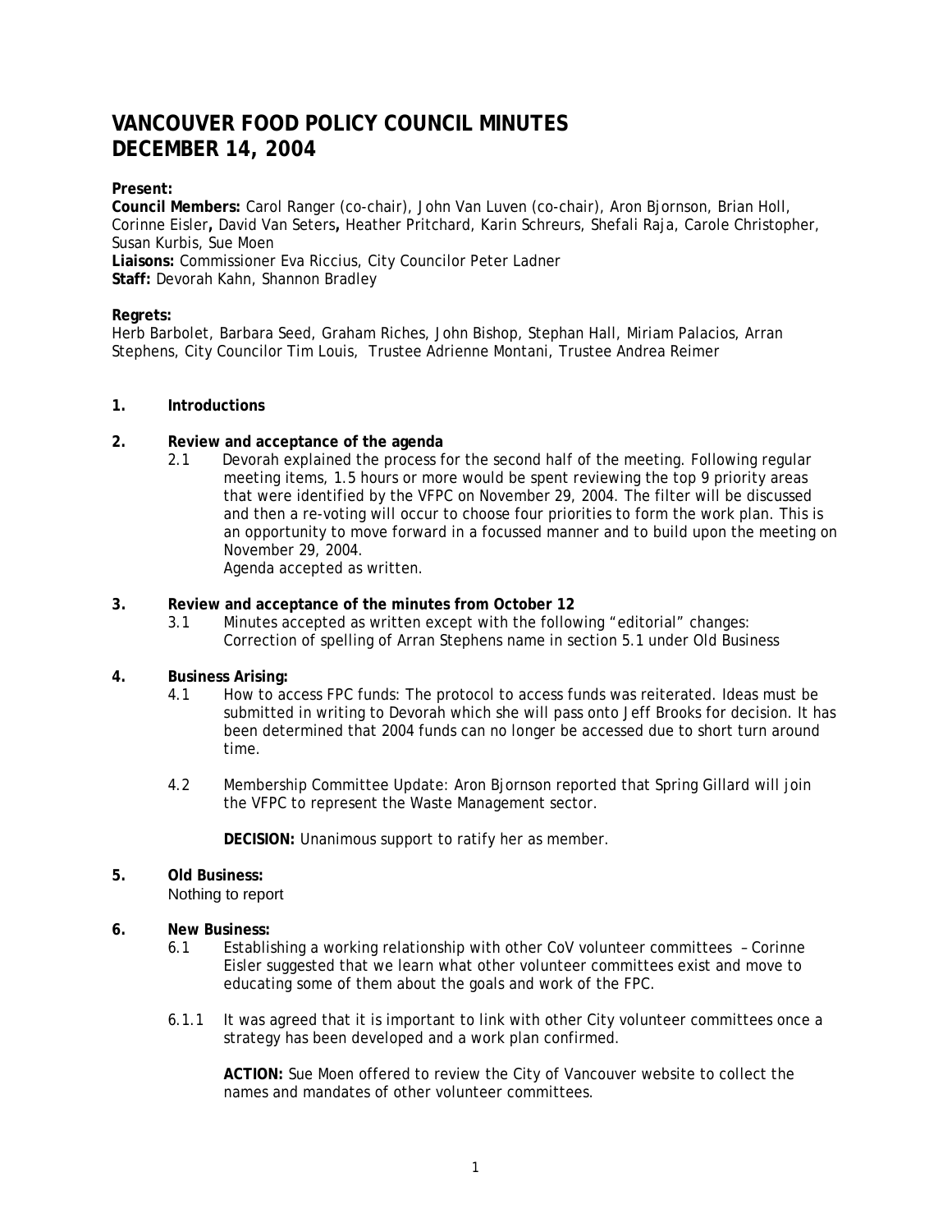# VANCOUVER FOOD POLICY COUNCIL MINUTES
# DECEMBER 14, 2004

**Present:**
**Council Members:** Carol Ranger (co-chair), John Van Luven (co-chair), Aron Bjornson, Brian Holl, Corinne Eisler**,** David Van Seters**,** Heather Pritchard, Karin Schreurs, Shefali Raja, Carole Christopher, Susan Kurbis, Sue Moen
**Liaisons:** Commissioner Eva Riccius, City Councilor Peter Ladner
**Staff:** Devorah Kahn, Shannon Bradley

**Regrets:**
Herb Barbolet, Barbara Seed, Graham Riches, John Bishop, Stephan Hall, Miriam Palacios, Arran Stephens, City Councilor Tim Louis, Trustee Adrienne Montani, Trustee Andrea Reimer

**1. Introductions**

**2. Review and acceptance of the agenda**

2.1 Devorah explained the process for the second half of the meeting. Following regular meeting items, 1.5 hours or more would be spent reviewing the top 9 priority areas that were identified by the VFPC on November 29, 2004. The filter will be discussed and then a re-voting will occur to choose four priorities to form the work plan. This is an opportunity to move forward in a focussed manner and to build upon the meeting on November 29, 2004.
Agenda accepted as written.

**3. Review and acceptance of the minutes from October 12**

3.1 Minutes accepted as written except with the following "editorial" changes: Correction of spelling of Arran Stephens name in section 5.1 under Old Business

**4. Business Arising:**

4.1 How to access FPC funds: The protocol to access funds was reiterated. Ideas must be submitted in writing to Devorah which she will pass onto Jeff Brooks for decision. It has been determined that 2004 funds can no longer be accessed due to short turn around time.

4.2 Membership Committee Update: Aron Bjornson reported that Spring Gillard will join the VFPC to represent the Waste Management sector.

**DECISION:** Unanimous support to ratify her as member.

**5. Old Business:**
Nothing to report

**6. New Business:**

6.1 Establishing a working relationship with other CoV volunteer committees – Corinne Eisler suggested that we learn what other volunteer committees exist and move to educating some of them about the goals and work of the FPC.

6.1.1 It was agreed that it is important to link with other City volunteer committees once a strategy has been developed and a work plan confirmed.

**ACTION:** Sue Moen offered to review the City of Vancouver website to collect the names and mandates of other volunteer committees.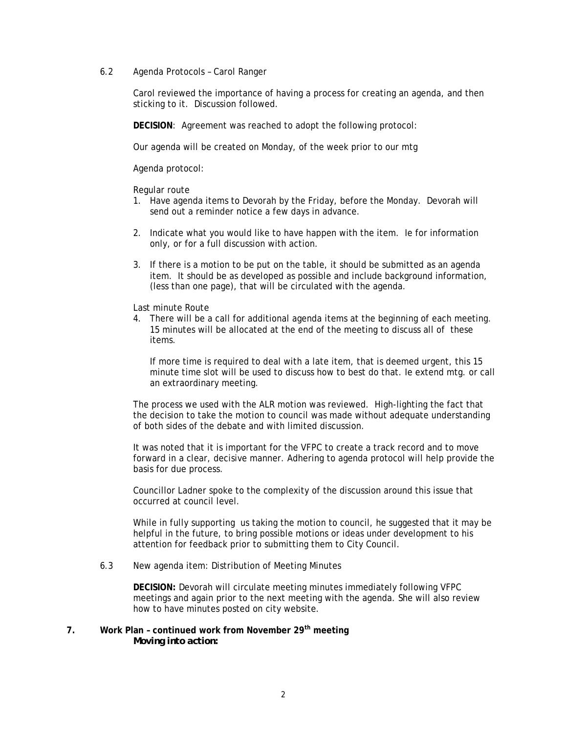6.2 Agenda Protocols – Carol Ranger

Carol reviewed the importance of having a process for creating an agenda, and then sticking to it. Discussion followed.

**DECISION**: Agreement was reached to adopt the following protocol:

Our agenda will be created on Monday, of the week prior to our mtg

Agenda protocol:

Regular route

1. Have agenda items to Devorah by the Friday, before the Monday. Devorah will send out a reminder notice a few days in advance.

2. Indicate what you would like to have happen with the item. Ie for information only, or for a full discussion with action.

3. If there is a motion to be put on the table, it should be submitted as an agenda item. It should be as developed as possible and include background information, (less than one page), that will be circulated with the agenda.

Last minute Route

4. There will be a call for additional agenda items at the beginning of each meeting. 15 minutes will be allocated at the end of the meeting to discuss all of these items.

   If more time is required to deal with a late item, that is deemed urgent, this 15 minute time slot will be used to discuss how to best do that. Ie extend mtg. or call an extraordinary meeting.

The process we used with the ALR motion was reviewed. High-lighting the fact that the decision to take the motion to council was made without adequate understanding of both sides of the debate and with limited discussion.

It was noted that it is important for the VFPC to create a track record and to move forward in a clear, decisive manner. Adhering to agenda protocol will help provide the basis for due process.

Councillor Ladner spoke to the complexity of the discussion around this issue that occurred at council level.

While in fully supporting us taking the motion to council, he suggested that it may be helpful in the future, to bring possible motions or ideas under development to his attention for feedback prior to submitting them to City Council.

6.3 New agenda item: Distribution of Meeting Minutes

**DECISION:** Devorah will circulate meeting minutes immediately following VFPC meetings and again prior to the next meeting with the agenda. She will also review how to have minutes posted on city website.

**7. Work Plan – continued work from November 29th meeting**

***Moving into action:***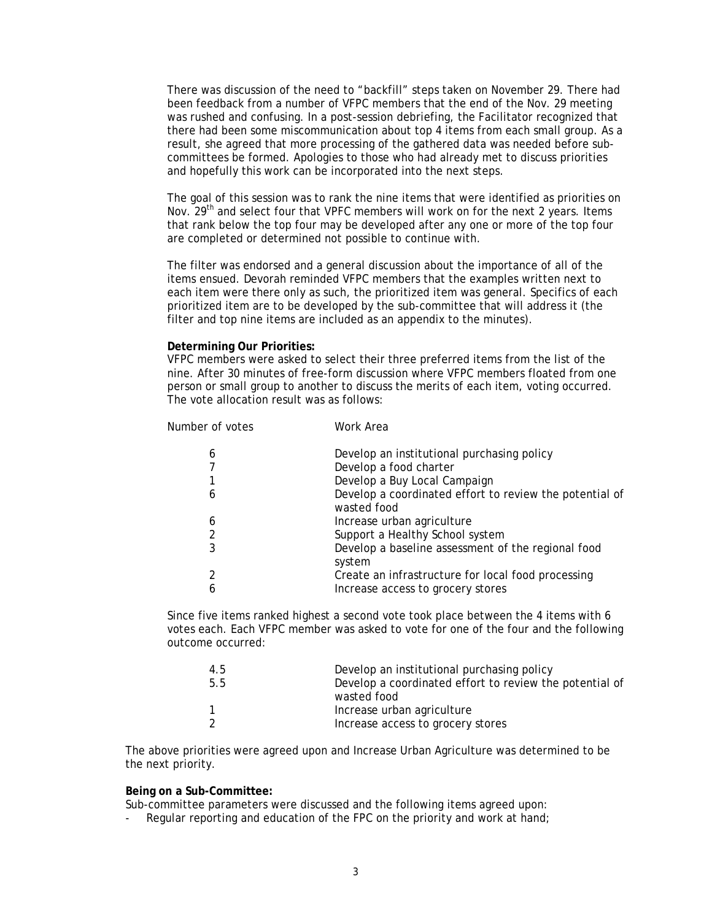There was discussion of the need to "backfill" steps taken on November 29. There had been feedback from a number of VFPC members that the end of the Nov. 29 meeting was rushed and confusing. In a post-session debriefing, the Facilitator recognized that there had been some miscommunication about top 4 items from each small group. As a result, she agreed that more processing of the gathered data was needed before sub-committees be formed. Apologies to those who had already met to discuss priorities and hopefully this work can be incorporated into the next steps.

The goal of this session was to rank the nine items that were identified as priorities on Nov. 29th and select four that VPFC members will work on for the next 2 years. Items that rank below the top four may be developed after any one or more of the top four are completed or determined not possible to continue with.

The filter was endorsed and a general discussion about the importance of all of the items ensued. Devorah reminded VFPC members that the examples written next to each item were there only as such, the prioritized item was general. Specifics of each prioritized item are to be developed by the sub-committee that will address it (the filter and top nine items are included as an appendix to the minutes).

**Determining Our Priorities:**

VFPC members were asked to select their three preferred items from the list of the nine. After 30 minutes of free-form discussion where VFPC members floated from one person or small group to another to discuss the merits of each item, voting occurred. The vote allocation result was as follows:

| Number of votes | Work Area |
|---|---|
| 6 | Develop an institutional purchasing policy |
| 7 | Develop a food charter |
| 1 | Develop a Buy Local Campaign |
| 6 | Develop a coordinated effort to review the potential of wasted food |
| 6 | Increase urban agriculture |
| 2 | Support a Healthy School system |
| 3 | Develop a baseline assessment of the regional food system |
| 2 | Create an infrastructure for local food processing |
| 6 | Increase access to grocery stores |

Since five items ranked highest a second vote took place between the 4 items with 6 votes each. Each VFPC member was asked to vote for one of the four and the following outcome occurred:

| | |
|---|---|
| 4.5 | Develop an institutional purchasing policy |
| 5.5 | Develop a coordinated effort to review the potential of wasted food |
| 1 | Increase urban agriculture |
| 2 | Increase access to grocery stores |

The above priorities were agreed upon and Increase Urban Agriculture was determined to be the next priority.

**Being on a Sub-Committee:**

Sub-committee parameters were discussed and the following items agreed upon:

- Regular reporting and education of the FPC on the priority and work at hand;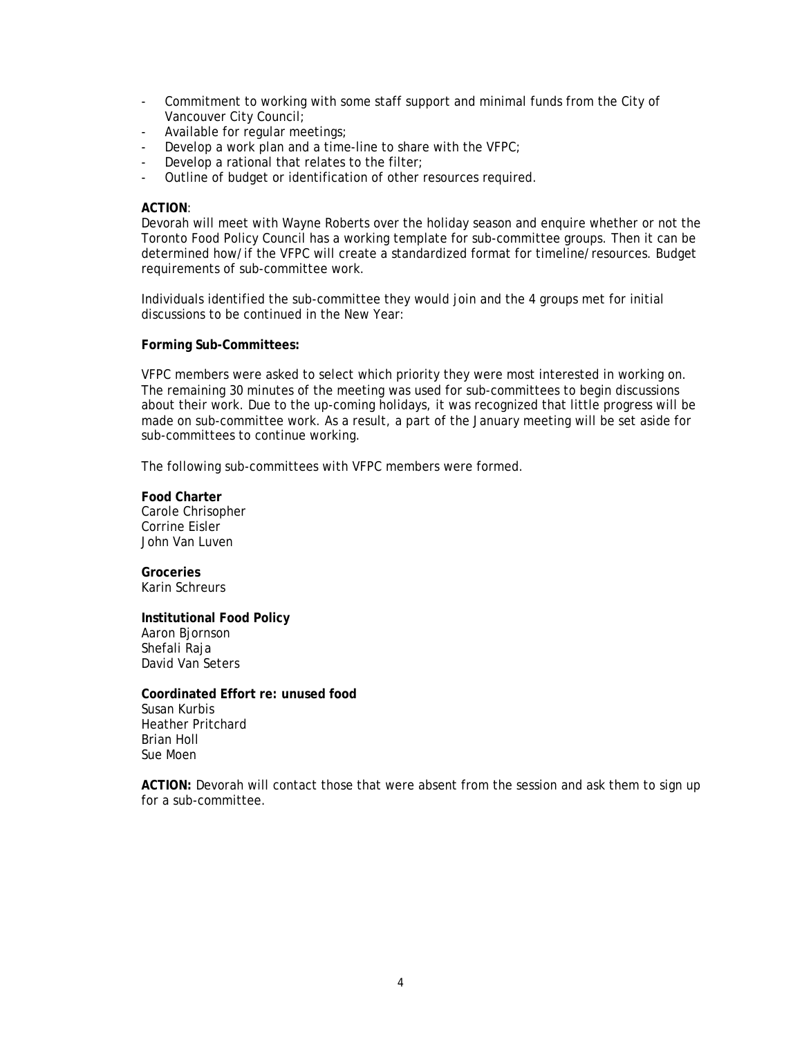- Commitment to working with some staff support and minimal funds from the City of Vancouver City Council;
- Available for regular meetings;
- Develop a work plan and a time-line to share with the VFPC;
- Develop a rational that relates to the filter;
- Outline of budget or identification of other resources required.

**ACTION**:
Devorah will meet with Wayne Roberts over the holiday season and enquire whether or not the Toronto Food Policy Council has a working template for sub-committee groups. Then it can be determined how/if the VFPC will create a standardized format for timeline/resources. Budget requirements of sub-committee work.

Individuals identified the sub-committee they would join and the 4 groups met for initial discussions to be continued in the New Year:

**Forming Sub-Committees:**

VFPC members were asked to select which priority they were most interested in working on. The remaining 30 minutes of the meeting was used for sub-committees to begin discussions about their work. Due to the up-coming holidays, it was recognized that little progress will be made on sub-committee work. As a result, a part of the January meeting will be set aside for sub-committees to continue working.

The following sub-committees with VFPC members were formed.

**Food Charter**
Carole Chrisopher
Corrine Eisler
John Van Luven

**Groceries**
Karin Schreurs

**Institutional Food Policy**
Aaron Bjornson
Shefali Raja
David Van Seters

**Coordinated Effort re: unused food**
Susan Kurbis
Heather Pritchard
Brian Holl
Sue Moen

**ACTION:** Devorah will contact those that were absent from the session and ask them to sign up for a sub-committee.